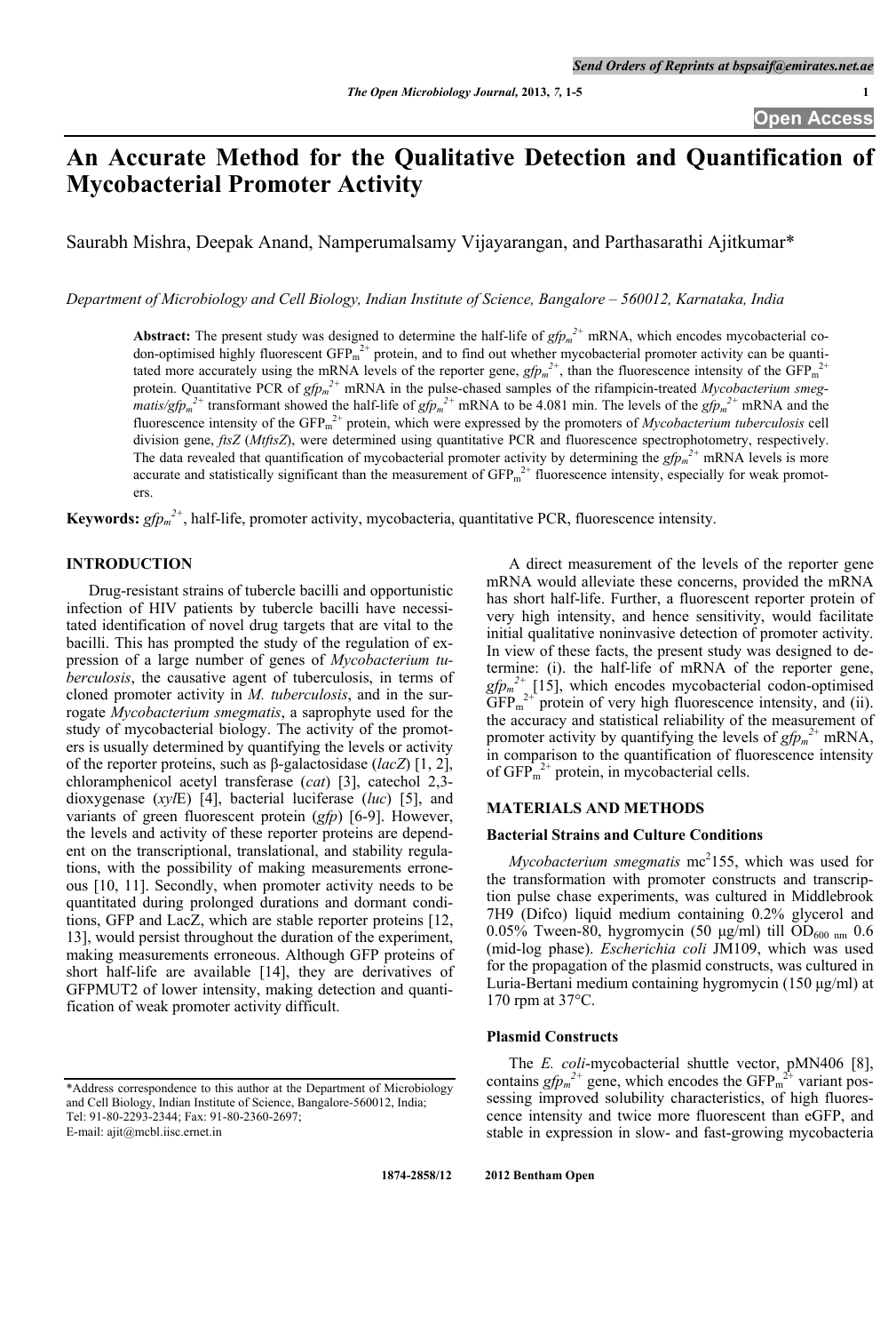# An Accurate Method for the Qualitative Detection and Quantification of Mycobacterial Promoter Activity

Saurabh Mishra, Deepak Anand, Namperumalsamy Vijayarangan, and Parthasarathi Ajitkumar*

*Department of Microbiology and Cell Biology, Indian Institute of Science, Bangalore – 560012, Karnataka, India*

**Abstract:** The present study was designed to determine the half-life of $gfp_m^{2+}$ mRNA, which encodes mycobacterial codon-optimised highly fluorescent $GFP_m^{2+}$ protein, and to find out whether mycobacterial promoter activity can be quantitated more accurately using the mRNA levels of the reporter gene, $gfp_m^{2+}$, than the fluorescence intensity of the $GFP_m^{2+}$ protein. Quantitative PCR of $gfp_m^{2+}$ mRNA in the pulse-chased samples of the rifampicin-treated *Mycobacterium smegmatis*/$gfp_m^{2+}$ transformant showed the half-life of $gfp_m^{2+}$ mRNA to be 4.081 min. The levels of the $gfp_m^{2+}$ mRNA and the fluorescence intensity of the $GFP_m^{2+}$ protein, which were expressed by the promoters of *Mycobacterium tuberculosis* cell division gene, *ftsZ* (*MtftsZ*), were determined using quantitative PCR and fluorescence spectrophotometry, respectively. The data revealed that quantification of mycobacterial promoter activity by determining the $gfp_m^{2+}$ mRNA levels is more accurate and statistically significant than the measurement of $GFP_m^{2+}$ fluorescence intensity, especially for weak promoters.

**Keywords:** $gfp_m^{2+}$, half-life, promoter activity, mycobacteria, quantitative PCR, fluorescence intensity.

## INTRODUCTION

Drug-resistant strains of tubercle bacilli and opportunistic infection of HIV patients by tubercle bacilli have necessitated identification of novel drug targets that are vital to the bacilli. This has prompted the study of the regulation of expression of a large number of genes of *Mycobacterium tuberculosis*, the causative agent of tuberculosis, in terms of cloned promoter activity in *M. tuberculosis*, and in the surrogate *Mycobacterium smegmatis*, a saprophyte used for the study of mycobacterial biology. The activity of the promoters is usually determined by quantifying the levels or activity of the reporter proteins, such as β-galactosidase (*lacZ*) [1, 2], chloramphenicol acetyl transferase (*cat*) [3], catechol 2,3-dioxygenase (*xylE*) [4], bacterial luciferase (*luc*) [5], and variants of green fluorescent protein (*gfp*) [6-9]. However, the levels and activity of these reporter proteins are dependent on the transcriptional, translational, and stability regulations, with the possibility of making measurements erroneous [10, 11]. Secondly, when promoter activity needs to be quantitated during prolonged durations and dormant conditions, GFP and LacZ, which are stable reporter proteins [12, 13], would persist throughout the duration of the experiment, making measurements erroneous. Although GFP proteins of short half-life are available [14], they are derivatives of GFPMUT2 of lower intensity, making detection and quantification of weak promoter activity difficult.

A direct measurement of the levels of the reporter gene mRNA would alleviate these concerns, provided the mRNA has short half-life. Further, a fluorescent reporter protein of very high intensity, and hence sensitivity, would facilitate initial qualitative noninvasive detection of promoter activity. In view of these facts, the present study was designed to determine: (i). the half-life of mRNA of the reporter gene, $gfp_m^{2+}$ [15], which encodes mycobacterial codon-optimised $GFP_m^{2+}$ protein of very high fluorescence intensity, and (ii). the accuracy and statistical reliability of the measurement of promoter activity by quantifying the levels of $gfp_m^{2+}$ mRNA, in comparison to the quantification of fluorescence intensity of $GFP_m^{2+}$ protein, in mycobacterial cells.

## MATERIALS AND METHODS

### Bacterial Strains and Culture Conditions

*Mycobacterium smegmatis* mc$^2$155, which was used for the transformation with promoter constructs and transcription pulse chase experiments, was cultured in Middlebrook 7H9 (Difco) liquid medium containing 0.2% glycerol and 0.05% Tween-80, hygromycin (50 μg/ml) till $OD_{600\ nm}$ 0.6 (mid-log phase). *Escherichia coli* JM109, which was used for the propagation of the plasmid constructs, was cultured in Luria-Bertani medium containing hygromycin (150 μg/ml) at 170 rpm at 37°C.

### Plasmid Constructs

The *E. coli*-mycobacterial shuttle vector, pMN406 [8], contains $gfp_m^{2+}$ gene, which encodes the $GFP_m^{2+}$ variant possessing improved solubility characteristics, of high fluorescence intensity and twice more fluorescent than eGFP, and stable in expression in slow- and fast-growing mycobacteria

*Address correspondence to this author at the Department of Microbiology and Cell Biology, Indian Institute of Science, Bangalore-560012, India; Tel: 91-80-2293-2344; Fax: 91-80-2360-2697; E-mail: ajit@mcbl.iisc.ernet.in

1874-2858/12 2012 Bentham Open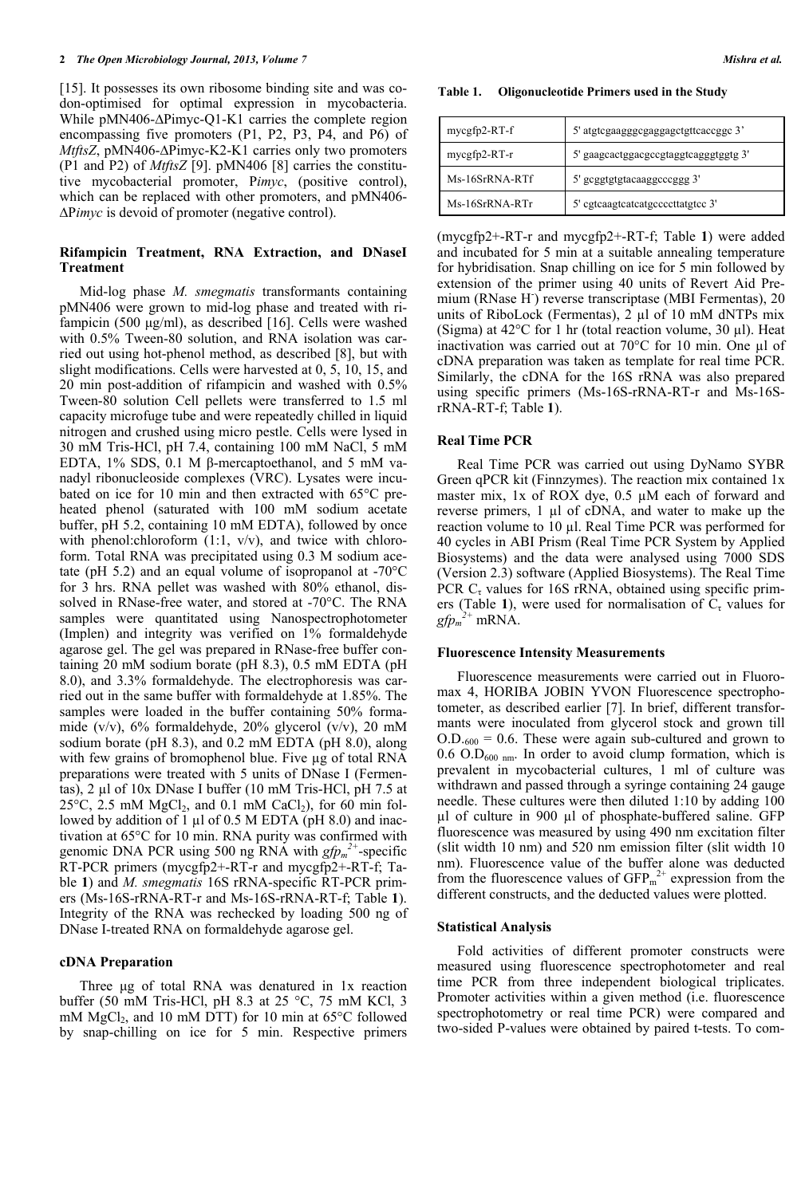[15]. It possesses its own ribosome binding site and was codon-optimised for optimal expression in mycobacteria. While pMN406-ΔPimyc-Q1-K1 carries the complete region encompassing five promoters (P1, P2, P3, P4, and P6) of *MtftsZ*, pMN406-ΔPimyc-K2-K1 carries only two promoters (P1 and P2) of *MtftsZ* [9]. pMN406 [8] carries the constitutive mycobacterial promoter, P*imyc*, (positive control), which can be replaced with other promoters, and pMN406-ΔP*imyc* is devoid of promoter (negative control).

### Rifampicin Treatment, RNA Extraction, and DNaseI Treatment

Mid-log phase *M. smegmatis* transformants containing pMN406 were grown to mid-log phase and treated with rifampicin (500 μg/ml), as described [16]. Cells were washed with 0.5% Tween-80 solution, and RNA isolation was carried out using hot-phenol method, as described [8], but with slight modifications. Cells were harvested at 0, 5, 10, 15, and 20 min post-addition of rifampicin and washed with 0.5% Tween-80 solution Cell pellets were transferred to 1.5 ml capacity microfuge tube and were repeatedly chilled in liquid nitrogen and crushed using micro pestle. Cells were lysed in 30 mM Tris-HCl, pH 7.4, containing 100 mM NaCl, 5 mM EDTA, 1% SDS, 0.1 M β-mercaptoethanol, and 5 mM vanadyl ribonucleoside complexes (VRC). Lysates were incubated on ice for 10 min and then extracted with 65°C preheated phenol (saturated with 100 mM sodium acetate buffer, pH 5.2, containing 10 mM EDTA), followed by once with phenol:chloroform (1:1, v/v), and twice with chloroform. Total RNA was precipitated using 0.3 M sodium acetate (pH 5.2) and an equal volume of isopropanol at -70°C for 3 hrs. RNA pellet was washed with 80% ethanol, dissolved in RNase-free water, and stored at -70°C. The RNA samples were quantitated using Nanospectrophotometer (Implen) and integrity was verified on 1% formaldehyde agarose gel. The gel was prepared in RNase-free buffer containing 20 mM sodium borate (pH 8.3), 0.5 mM EDTA (pH 8.0), and 3.3% formaldehyde. The electrophoresis was carried out in the same buffer with formaldehyde at 1.85%. The samples were loaded in the buffer containing 50% formamide (v/v), 6% formaldehyde, 20% glycerol (v/v), 20 mM sodium borate (pH 8.3), and 0.2 mM EDTA (pH 8.0), along with few grains of bromophenol blue. Five μg of total RNA preparations were treated with 5 units of DNase I (Fermentas), 2 μl of 10x DNase I buffer (10 mM Tris-HCl, pH 7.5 at 25°C, 2.5 mM $MgCl_2$, and 0.1 mM $CaCl_2$), for 60 min followed by addition of 1 μl of 0.5 M EDTA (pH 8.0) and inactivation at 65°C for 10 min. RNA purity was confirmed with genomic DNA PCR using 500 ng RNA with $gfp_m^{2+}$-specific RT-PCR primers (mycgfp2+-RT-r and mycgfp2+-RT-f; Table **1**) and *M. smegmatis* 16S rRNA-specific RT-PCR primers (Ms-16S-rRNA-RT-r and Ms-16S-rRNA-RT-f; Table **1**). Integrity of the RNA was rechecked by loading 500 ng of DNase I-treated RNA on formaldehyde agarose gel.

### cDNA Preparation

Three μg of total RNA was denatured in 1x reaction buffer (50 mM Tris-HCl, pH 8.3 at 25 °C, 75 mM KCl, 3 mM $MgCl_2$, and 10 mM DTT) for 10 min at 65°C followed by snap-chilling on ice for 5 min. Respective primers (mycgfp2+-RT-r and mycgfp2+-RT-f; Table **1**) were added and incubated for 5 min at a suitable annealing temperature for hybridisation. Snap chilling on ice for 5 min followed by extension of the primer using 40 units of Revert Aid Premium (RNase $H^-$) reverse transcriptase (MBI Fermentas), 20 units of RiboLock (Fermentas), 2 μl of 10 mM dNTPs mix (Sigma) at 42°C for 1 hr (total reaction volume, 30 μl). Heat inactivation was carried out at 70°C for 10 min. One μl of cDNA preparation was taken as template for real time PCR. Similarly, the cDNA for the 16S rRNA was also prepared using specific primers (Ms-16S-rRNA-RT-r and Ms-16S-rRNA-RT-f; Table **1**).

**Table 1. Oligonucleotide Primers used in the Study**

| | |
|---|---|
| mycgfp2-RT-f | 5' atgtcgaagggcgaggagctgttcaccggc 3' |
| mycgfp2-RT-r | 5' gaagcactggacgccgtaggtcagggtggtg 3' |
| Ms-16SrRNA-RTf | 5' gcggtgtgtacaaggcccggg 3' |
| Ms-16SrRNA-RTr | 5' cgtcaagtcatcatgccccttatgtcc 3' |

### Real Time PCR

Real Time PCR was carried out using DyNamo SYBR Green qPCR kit (Finnzymes). The reaction mix contained 1x master mix, 1x of ROX dye, 0.5 μM each of forward and reverse primers, 1 μl of cDNA, and water to make up the reaction volume to 10 μl. Real Time PCR was performed for 40 cycles in ABI Prism (Real Time PCR System by Applied Biosystems) and the data were analysed using 7000 SDS (Version 2.3) software (Applied Biosystems). The Real Time PCR $C_\tau$ values for 16S rRNA, obtained using specific primers (Table **1**), were used for normalisation of $C_\tau$ values for $gfp_m^{2+}$ mRNA.

### Fluorescence Intensity Measurements

Fluorescence measurements were carried out in Fluoromax 4, HORIBA JOBIN YVON Fluorescence spectrophotometer, as described earlier [7]. In brief, different transformants were inoculated from glycerol stock and grown till $O.D._{600}$ = 0.6. These were again sub-cultured and grown to 0.6 $O.D_{600\ nm}$. In order to avoid clump formation, which is prevalent in mycobacterial cultures, 1 ml of culture was withdrawn and passed through a syringe containing 24 gauge needle. These cultures were then diluted 1:10 by adding 100 μl of culture in 900 μl of phosphate-buffered saline. GFP fluorescence was measured by using 490 nm excitation filter (slit width 10 nm) and 520 nm emission filter (slit width 10 nm). Fluorescence value of the buffer alone was deducted from the fluorescence values of $GFP_m^{2+}$ expression from the different constructs, and the deducted values were plotted.

### Statistical Analysis

Fold activities of different promoter constructs were measured using fluorescence spectrophotometer and real time PCR from three independent biological triplicates. Promoter activities within a given method (i.e. fluorescence spectrophotometry or real time PCR) were compared and two-sided P-values were obtained by paired t-tests. To com-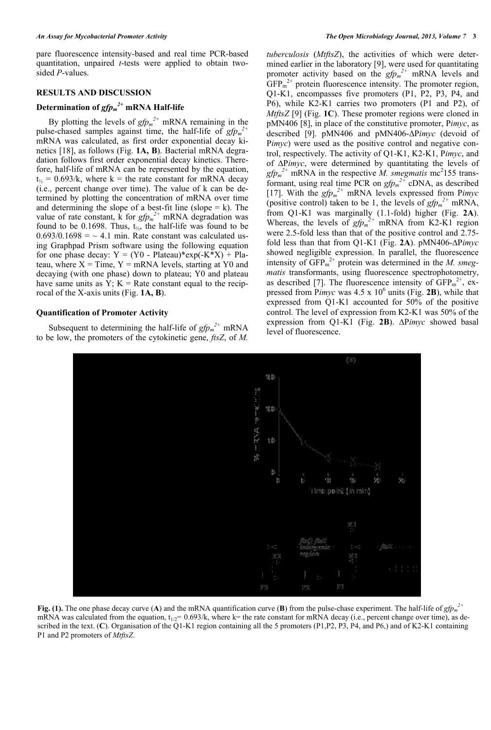pare fluorescence intensity-based and real time PCR-based quantitation, unpaired *t*-tests were applied to obtain two-sided *P*-values.

## RESULTS AND DISCUSSION

### Determination of $gfp_m^{2+}$ mRNA Half-life

By plotting the levels of $gfp_m^{2+}$ mRNA remaining in the pulse-chased samples against time, the half-life of $gfp_m^{2+}$ mRNA was calculated, as first order exponential decay kinetics [18], as follows (Fig. **1A, B**). Bacterial mRNA degradation follows first order exponential decay kinetics. Therefore, half-life of mRNA can be represented by the equation, $t_{½} = 0.693/k$, where k = the rate constant for mRNA decay (i.e., percent change over time). The value of k can be determined by plotting the concentration of mRNA over time and determining the slope of a best-fit line (slope = k). The value of rate constant, k for $gfp_m^{2+}$ mRNA degradation was found to be 0.1698. Thus, $t_{½}$, the half-life was found to be $0.693/0.1698 = \sim 4.1$ min. Rate constant was calculated using Graphpad Prism software using the following equation for one phase decay: $Y = (Y0 - \text{Plateau})*\exp(-K*X) + \text{Plateau}$, where X = Time, Y = mRNA levels, starting at Y0 and decaying (with one phase) down to plateau; Y0 and plateau have same units as Y; K = Rate constant equal to the reciprocal of the X-axis units (Fig. **1A, B**).

### Quantification of Promoter Activity

Subsequent to determining the half-life of $gfp_m^{2+}$ mRNA to be low, the promoters of the cytokinetic gene, *ftsZ*, of *M. tuberculosis* (*MtftsZ*), the activities of which were determined earlier in the laboratory [9], were used for quantitating promoter activity based on the $gfp_m^{2+}$ mRNA levels and $GFP_m^{2+}$ protein fluorescence intensity. The promoter region, Q1-K1, encompasses five promoters (P1, P2, P3, P4, and P6), while K2-K1 carries two promoters (P1 and P2), of *MtftsZ* [9] (Fig. **1C**). These promoter regions were cloned in pMN406 [8], in place of the constitutive promoter, P*imyc*, as described [9]. pMN406 and pMN406-ΔP*imyc* (devoid of P*imyc*) were used as the positive control and negative control, respectively. The activity of Q1-K1, K2-K1, P*imyc*, and of ΔP*imyc*, were determined by quantitating the levels of $gfp_m^{2+}$ mRNA in the respective *M. smegmatis* $mc^2155$ transformant, using real time PCR on $gfp_m^{2+}$ cDNA, as described [17]. With the $gfp_m^{2+}$ mRNA levels expressed from P*imyc* (positive control) taken to be 1, the levels of $gfp_m^{2+}$ mRNA, from Q1-K1 was marginally (1.1-fold) higher (Fig. **2A**). Whereas, the levels of $gfp_m^{2+}$ mRNA from K2-K1 region were 2.5-fold less than that of the positive control and 2.75-fold less than that from Q1-K1 (Fig. **2A**). pMN406-ΔP*imyc* showed negligible expression. In parallel, the fluorescence intensity of $GFP_m^{2+}$ protein was determined in the *M. smegmatis* transformants, using fluorescence spectrophotometry, as described [7]. The fluorescence intensity of $GFP_m^{2+}$, expressed from P*imyc* was $4.5 \times 10^6$ units (Fig. **2B**), while that expressed from Q1-K1 accounted for 50% of the positive control. The level of expression from K2-K1 was 50% of the expression from Q1-K1 (Fig. **2B**). ΔP*imyc* showed basal level of fluorescence.

**Fig. (1).** The one phase decay curve (**A**) and the mRNA quantification curve (**B**) from the pulse-chase experiment. The half-life of $gfp_m^{2+}$ mRNA was calculated from the equation, $t_{1/2} = 0.693/k$, where k= the rate constant for mRNA decay (i.e., percent change over time), as described in the text. (**C**). Organisation of the Q1-K1 region containing all the 5 promoters (P1,P2, P3, P4, and P6,) and of K2-K1 containing P1 and P2 promoters of *MtftsZ*.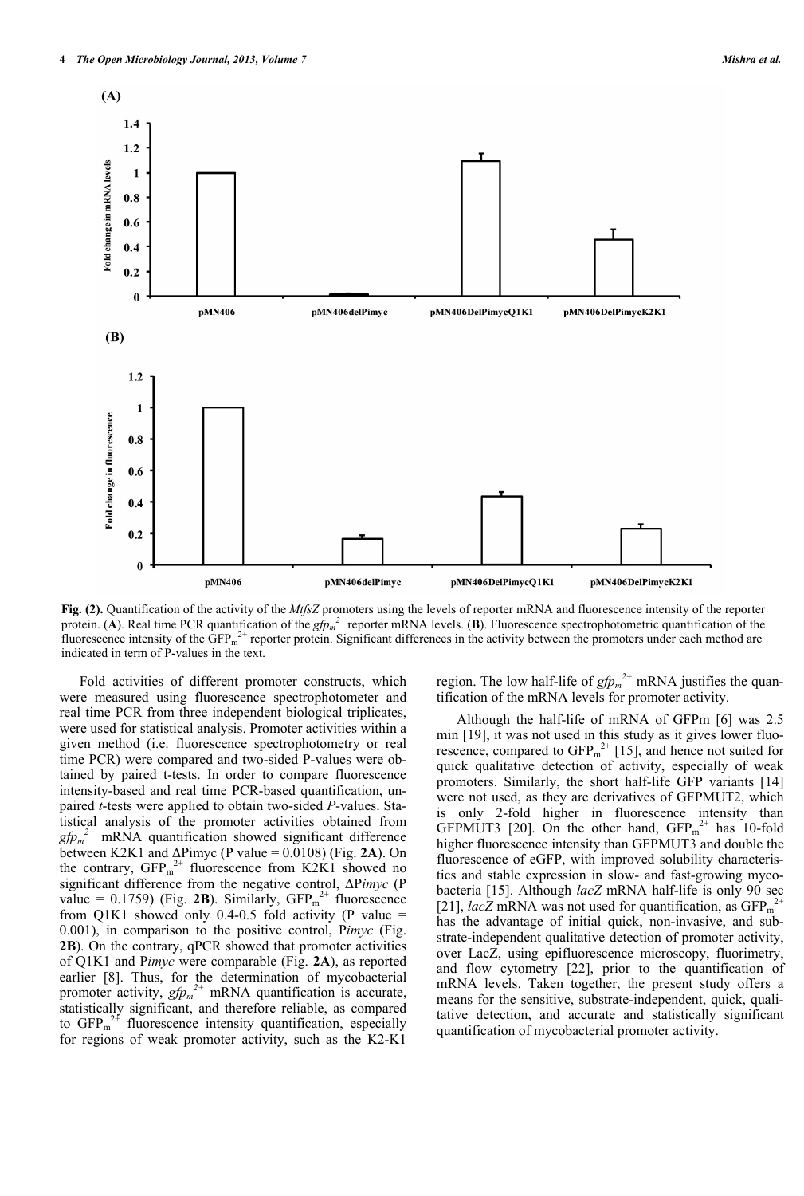**Fig. (2).** Quantification of the activity of the *MtfsZ* promoters using the levels of reporter mRNA and fluorescence intensity of the reporter protein. (**A**). Real time PCR quantification of the $gfp_m^{2+}$ reporter mRNA levels. (**B**). Fluorescence spectrophotometric quantification of the fluorescence intensity of the $GFP_m^{2+}$ reporter protein. Significant differences in the activity between the promoters under each method are indicated in term of P-values in the text.

Fold activities of different promoter constructs, which were measured using fluorescence spectrophotometer and real time PCR from three independent biological triplicates, were used for statistical analysis. Promoter activities within a given method (i.e. fluorescence spectrophotometry or real time PCR) were compared and two-sided P-values were obtained by paired t-tests. In order to compare fluorescence intensity-based and real time PCR-based quantification, unpaired *t*-tests were applied to obtain two-sided *P*-values. Statistical analysis of the promoter activities obtained from $gfp_m^{2+}$ mRNA quantification showed significant difference between K2K1 and ΔPimyc (P value = 0.0108) (Fig. **2A**). On the contrary, $GFP_m^{2+}$ fluorescence from K2K1 showed no significant difference from the negative control, ΔP*imyc* (P value = 0.1759) (Fig. **2B**). Similarly, $GFP_m^{2+}$ fluorescence from Q1K1 showed only 0.4-0.5 fold activity (P value = 0.001), in comparison to the positive control, P*imyc* (Fig. **2B**). On the contrary, qPCR showed that promoter activities of Q1K1 and P*imyc* were comparable (Fig. **2A**), as reported earlier [8]. Thus, for the determination of mycobacterial promoter activity, $gfp_m^{2+}$ mRNA quantification is accurate, statistically significant, and therefore reliable, as compared to $GFP_m^{2+}$ fluorescence intensity quantification, especially for regions of weak promoter activity, such as the K2-K1 region. The low half-life of $gfp_m^{2+}$ mRNA justifies the quantification of the mRNA levels for promoter activity.

Although the half-life of mRNA of GFPm [6] was 2.5 min [19], it was not used in this study as it gives lower fluorescence, compared to $GFP_m^{2+}$ [15], and hence not suited for quick qualitative detection of activity, especially of weak promoters. Similarly, the short half-life GFP variants [14] were not used, as they are derivatives of GFPMUT2, which is only 2-fold higher in fluorescence intensity than GFPMUT3 [20]. On the other hand, $GFP_m^{2+}$ has 10-fold higher fluorescence intensity than GFPMUT3 and double the fluorescence of eGFP, with improved solubility characteristics and stable expression in slow- and fast-growing mycobacteria [15]. Although *lacZ* mRNA half-life is only 90 sec [21], *lacZ* mRNA was not used for quantification, as $GFP_m^{2+}$ has the advantage of initial quick, non-invasive, and substrate-independent qualitative detection of promoter activity, over LacZ, using epifluorescence microscopy, fluorimetry, and flow cytometry [22], prior to the quantification of mRNA levels. Taken together, the present study offers a means for the sensitive, substrate-independent, quick, qualitative detection, and accurate and statistically significant quantification of mycobacterial promoter activity.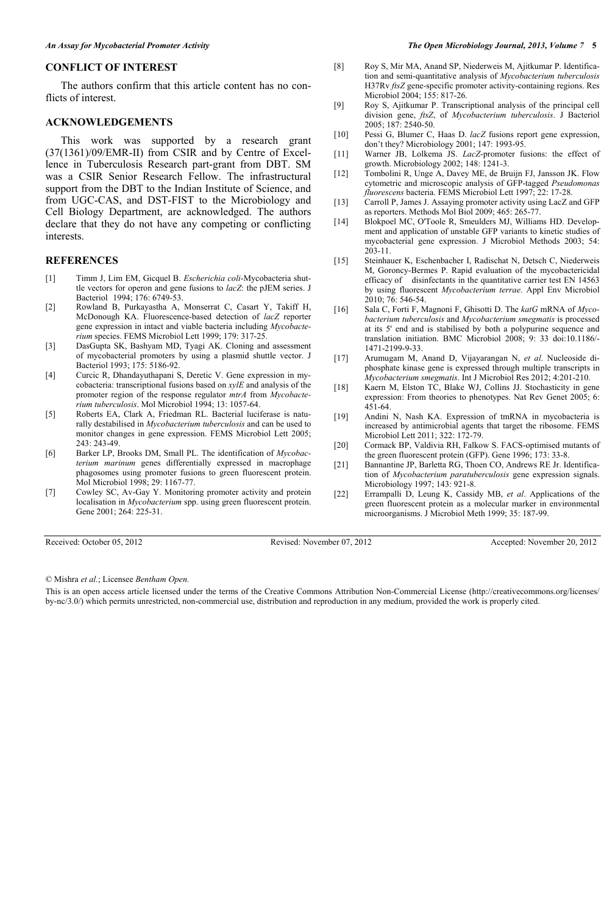## CONFLICT OF INTEREST

The authors confirm that this article content has no conflicts of interest.

## ACKNOWLEDGEMENTS

This work was supported by a research grant (37(1361)/09/EMR-II) from CSIR and by Centre of Excellence in Tuberculosis Research part-grant from DBT. SM was a CSIR Senior Research Fellow. The infrastructural support from the DBT to the Indian Institute of Science, and from UGC-CAS, and DST-FIST to the Microbiology and Cell Biology Department, are acknowledged. The authors declare that they do not have any competing or conflicting interests.

## REFERENCES

[1] Timm J, Lim EM, Gicquel B. *Escherichia coli*-Mycobacteria shuttle vectors for operon and gene fusions to *lacZ*: the pJEM series. J Bacteriol 1994; 176: 6749-53.

[2] Rowland B, Purkayastha A, Monserrat C, Casart Y, Takiff H, McDonough KA. Fluorescence-based detection of *lacZ* reporter gene expression in intact and viable bacteria including *Mycobacterium* species. FEMS Microbiol Lett 1999; 179: 317-25.

[3] DasGupta SK, Bashyam MD, Tyagi AK. Cloning and assessment of mycobacterial promoters by using a plasmid shuttle vector. J Bacteriol 1993; 175: 5186-92.

[4] Curcic R, Dhandayuthapani S, Deretic V. Gene expression in mycobacteria: transcriptional fusions based on *xylE* and analysis of the promoter region of the response regulator *mtrA* from *Mycobacterium tuberculosis*. Mol Microbiol 1994; 13: 1057-64.

[5] Roberts EA, Clark A, Friedman RL. Bacterial luciferase is naturally destabilised in *Mycobacterium tuberculosis* and can be used to monitor changes in gene expression. FEMS Microbiol Lett 2005; 243: 243-49.

[6] Barker LP, Brooks DM, Small PL. The identification of *Mycobacterium marinum* genes differentially expressed in macrophage phagosomes using promoter fusions to green fluorescent protein. Mol Microbiol 1998; 29: 1167-77.

[7] Cowley SC, Av-Gay Y. Monitoring promoter activity and protein localisation in *Mycobacterium* spp. using green fluorescent protein. Gene 2001; 264: 225-31.

[8] Roy S, Mir MA, Anand SP, Niederweis M, Ajitkumar P. Identification and semi-quantitative analysis of *Mycobacterium tuberculosis* H37Rv *ftsZ* gene-specific promoter activity-containing regions. Res Microbiol 2004; 155: 817-26.

[9] Roy S, Ajitkumar P. Transcriptional analysis of the principal cell division gene, *ftsZ*, of *Mycobacterium tuberculosis*. J Bacteriol 2005; 187: 2540-50.

[10] Pessi G, Blumer C, Haas D. *lacZ* fusions report gene expression, don't they? Microbiology 2001; 147: 1993-95.

[11] Warner JB, Lolkema JS. *LacZ*-promoter fusions: the effect of growth. Microbiology 2002; 148: 1241-3.

[12] Tombolini R, Unge A, Davey ME, de Bruijn FJ, Jansson JK. Flow cytometric and microscopic analysis of GFP-tagged *Pseudomonas fluorescens* bacteria. FEMS Microbiol Lett 1997; 22: 17-28.

[13] Carroll P, James J. Assaying promoter activity using LacZ and GFP as reporters. Methods Mol Biol 2009; 465: 265-77.

[14] Blokpoel MC, O'Toole R, Smeulders MJ, Williams HD. Development and application of unstable GFP variants to kinetic studies of mycobacterial gene expression. J Microbiol Methods 2003; 54: 203-11.

[15] Steinhauer K, Eschenbacher I, Radischat N, Detsch C, Niederweis M, Goroncy-Bermes P. Rapid evaluation of the mycobactericidal efficacy of disinfectants in the quantitative carrier test EN 14563 by using fluorescent *Mycobacterium terrae*. Appl Env Microbiol 2010; 76: 546-54.

[16] Sala C, Forti F, Magnoni F, Ghisotti D. The *katG* mRNA of *Mycobacterium tuberculosis* and *Mycobacterium smegmatis* is processed at its 5' end and is stabilised by both a polypurine sequence and translation initiation. BMC Microbiol 2008; 9: 33 doi:10.1186/-1471-2199-9-33.

[17] Arumugam M, Anand D, Vijayarangan N, *et al*. Nucleoside diphosphate kinase gene is expressed through multiple transcripts in *Mycobacterium smegmatis*. Int J Microbiol Res 2012; 4:201-210.

[18] Kaern M, Elston TC, Blake WJ, Collins JJ. Stochasticity in gene expression: From theories to phenotypes. Nat Rev Genet 2005; 6: 451-64.

[19] Andini N, Nash KA. Expression of tmRNA in mycobacteria is increased by antimicrobial agents that target the ribosome. FEMS Microbiol Lett 2011; 322: 172-79.

[20] Cormack BP, Valdivia RH, Falkow S. FACS-optimised mutants of the green fluorescent protein (GFP). Gene 1996; 173: 33-8.

[21] Bannantine JP, Barletta RG, Thoen CO, Andrews RE Jr. Identification of *Mycobacterium paratuberculosis* gene expression signals. Microbiology 1997; 143: 921-8.

[22] Errampalli D, Leung K, Cassidy MB, *et al*. Applications of the green fluorescent protein as a molecular marker in environmental microorganisms. J Microbiol Meth 1999; 35: 187-99.

Received: October 05, 2012 Revised: November 07, 2012 Accepted: November 20, 2012

© Mishra *et al.*; Licensee *Bentham Open.*

This is an open access article licensed under the terms of the Creative Commons Attribution Non-Commercial License (http://creativecommons.org/licenses/by-nc/3.0/) which permits unrestricted, non-commercial use, distribution and reproduction in any medium, provided the work is properly cited.